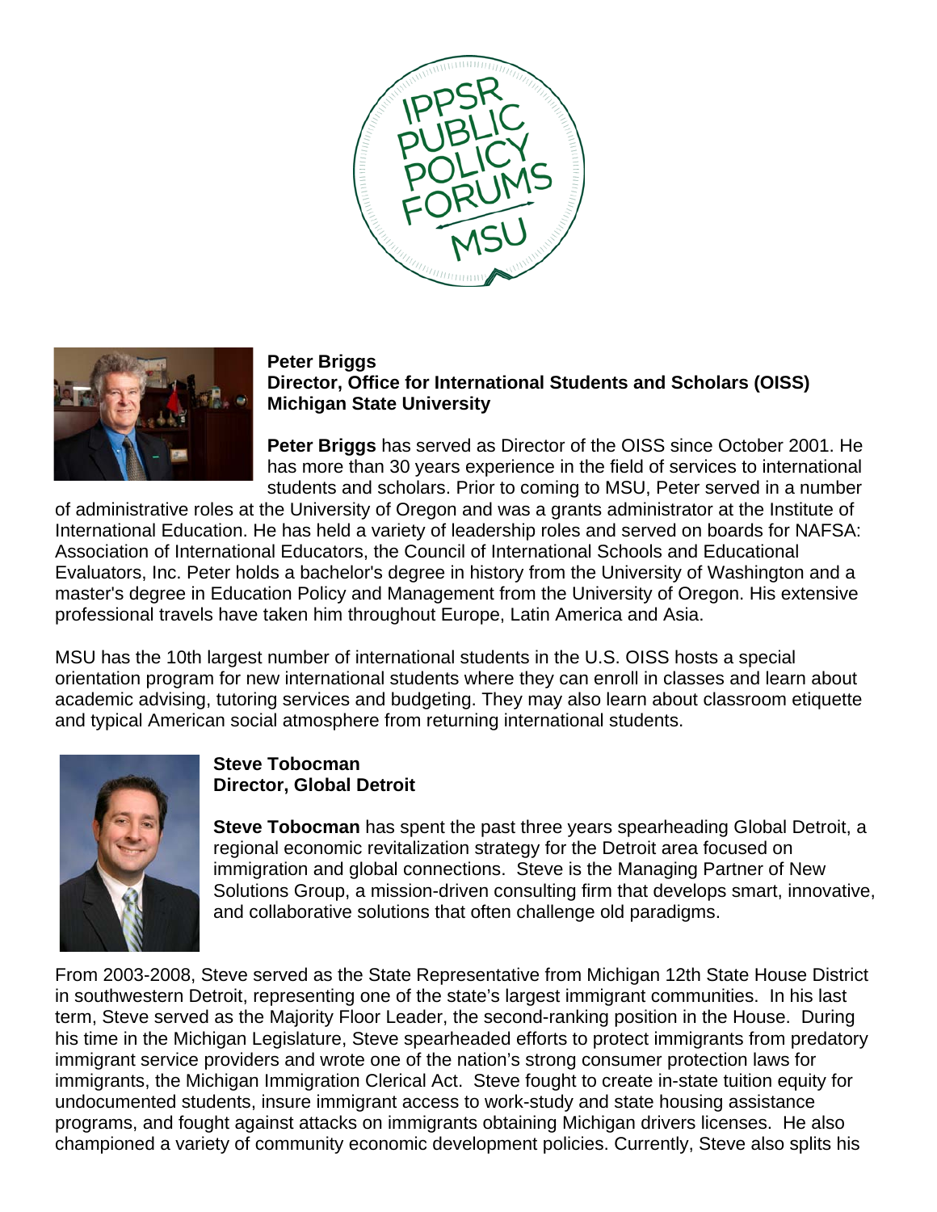IPPSR PUBLIC POLICY FORUMS MSU

**Peter Briggs**
**Director, Office for International Students and Scholars (OISS)**
**Michigan State University**

**Peter Briggs** has served as Director of the OISS since October 2001. He has more than 30 years experience in the field of services to international students and scholars. Prior to coming to MSU, Peter served in a number of administrative roles at the University of Oregon and was a grants administrator at the Institute of International Education. He has held a variety of leadership roles and served on boards for NAFSA: Association of International Educators, the Council of International Schools and Educational Evaluators, Inc. Peter holds a bachelor's degree in history from the University of Washington and a master's degree in Education Policy and Management from the University of Oregon. His extensive professional travels have taken him throughout Europe, Latin America and Asia.

MSU has the 10th largest number of international students in the U.S. OISS hosts a special orientation program for new international students where they can enroll in classes and learn about academic advising, tutoring services and budgeting. They may also learn about classroom etiquette and typical American social atmosphere from returning international students.

**Steve Tobocman**
**Director, Global Detroit**

**Steve Tobocman** has spent the past three years spearheading Global Detroit, a regional economic revitalization strategy for the Detroit area focused on immigration and global connections. Steve is the Managing Partner of New Solutions Group, a mission-driven consulting firm that develops smart, innovative, and collaborative solutions that often challenge old paradigms.

From 2003-2008, Steve served as the State Representative from Michigan 12th State House District in southwestern Detroit, representing one of the state's largest immigrant communities. In his last term, Steve served as the Majority Floor Leader, the second-ranking position in the House. During his time in the Michigan Legislature, Steve spearheaded efforts to protect immigrants from predatory immigrant service providers and wrote one of the nation's strong consumer protection laws for immigrants, the Michigan Immigration Clerical Act. Steve fought to create in-state tuition equity for undocumented students, insure immigrant access to work-study and state housing assistance programs, and fought against attacks on immigrants obtaining Michigan drivers licenses. He also championed a variety of community economic development policies. Currently, Steve also splits his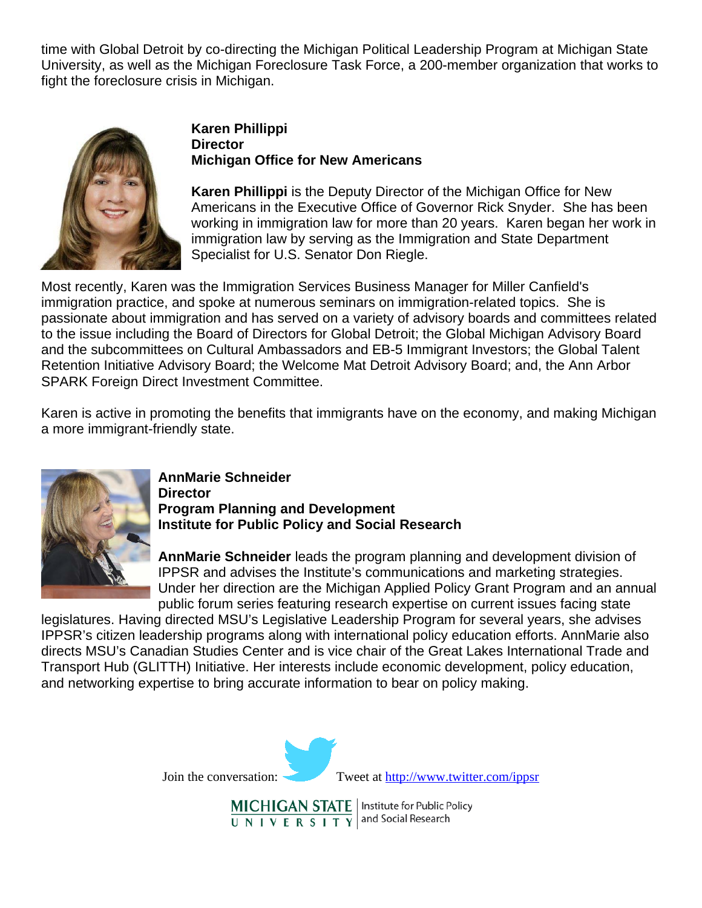time with Global Detroit by co-directing the Michigan Political Leadership Program at Michigan State University, as well as the Michigan Foreclosure Task Force, a 200-member organization that works to fight the foreclosure crisis in Michigan.

**Karen Phillippi**
**Director**
**Michigan Office for New Americans**

**Karen Phillippi** is the Deputy Director of the Michigan Office for New Americans in the Executive Office of Governor Rick Snyder. She has been working in immigration law for more than 20 years. Karen began her work in immigration law by serving as the Immigration and State Department Specialist for U.S. Senator Don Riegle.

Most recently, Karen was the Immigration Services Business Manager for Miller Canfield's immigration practice, and spoke at numerous seminars on immigration-related topics. She is passionate about immigration and has served on a variety of advisory boards and committees related to the issue including the Board of Directors for Global Detroit; the Global Michigan Advisory Board and the subcommittees on Cultural Ambassadors and EB-5 Immigrant Investors; the Global Talent Retention Initiative Advisory Board; the Welcome Mat Detroit Advisory Board; and, the Ann Arbor SPARK Foreign Direct Investment Committee.

Karen is active in promoting the benefits that immigrants have on the economy, and making Michigan a more immigrant-friendly state.

**AnnMarie Schneider**
**Director**
**Program Planning and Development**
**Institute for Public Policy and Social Research**

**AnnMarie Schneider** leads the program planning and development division of IPPSR and advises the Institute's communications and marketing strategies. Under her direction are the Michigan Applied Policy Grant Program and an annual public forum series featuring research expertise on current issues facing state legislatures. Having directed MSU's Legislative Leadership Program for several years, she advises IPPSR's citizen leadership programs along with international policy education efforts. AnnMarie also directs MSU's Canadian Studies Center and is vice chair of the Great Lakes International Trade and Transport Hub (GLITTH) Initiative. Her interests include economic development, policy education, and networking expertise to bring accurate information to bear on policy making.

Join the conversation: Tweet at http://www.twitter.com/ippsr

MICHIGAN STATE UNIVERSITY | Institute for Public Policy and Social Research